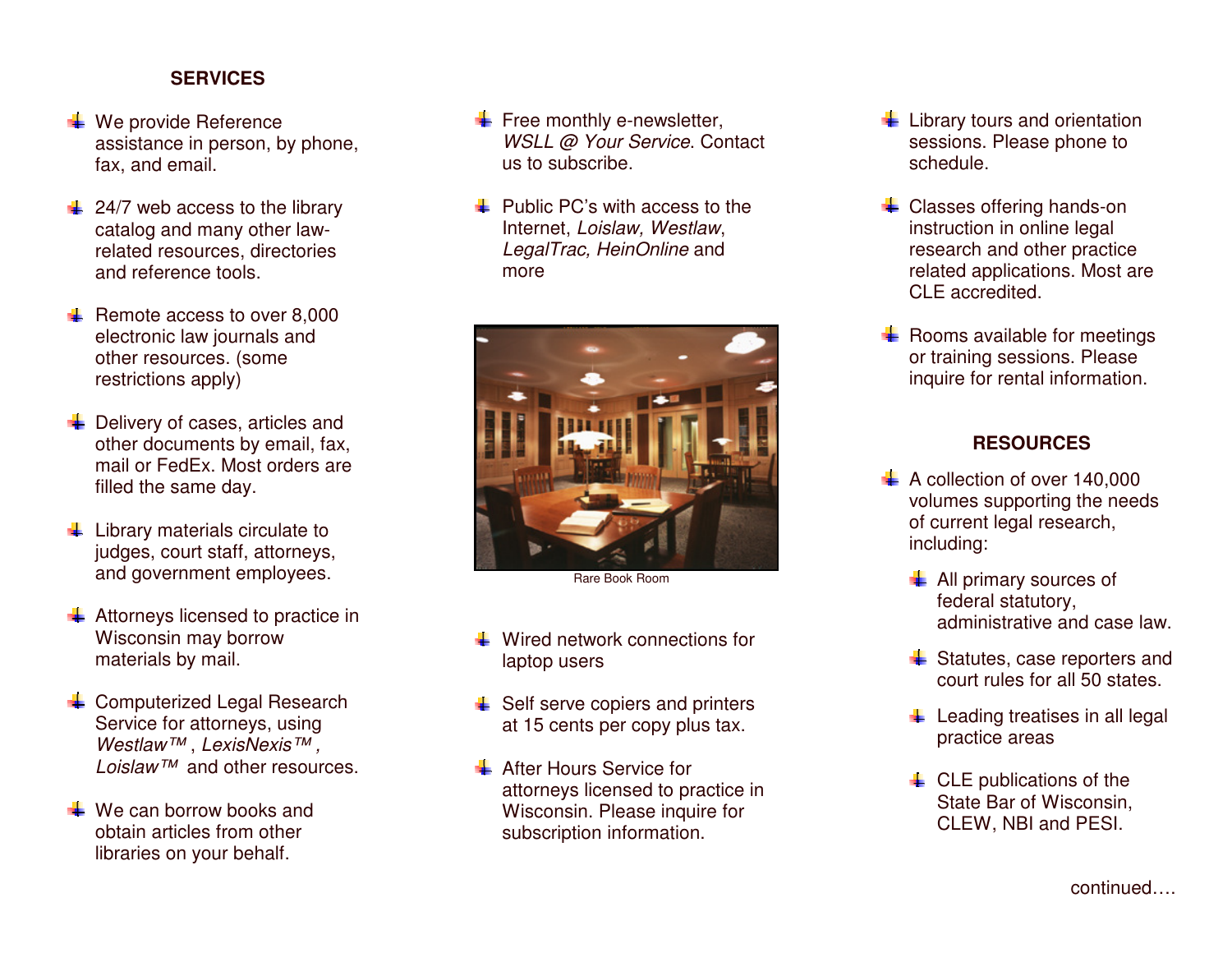## SERVICES

- We provide Reference assistance in person, by phone, fax, and email.
- 24/7 web access to the library catalog and many other law-related resources, directories and reference tools.
- Remote access to over 8,000 electronic law journals and other resources. (some restrictions apply)
- Delivery of cases, articles and other documents by email, fax, mail or FedEx. Most orders are filled the same day.
- Library materials circulate to judges, court staff, attorneys, and government employees.
- Attorneys licensed to practice in Wisconsin may borrow materials by mail.
- Computerized Legal Research Service for attorneys, using *Westlaw™* , *LexisNexis™ , Loislaw™* and other resources.
- We can borrow books and obtain articles from other libraries on your behalf.
- Free monthly e-newsletter, *WSLL @ Your Service*. Contact us to subscribe.
- Public PC's with access to the Internet, *Loislaw, Westlaw*, *LegalTrac, HeinOnline* and more

Rare Book Room

- Wired network connections for laptop users
- Self serve copiers and printers at 15 cents per copy plus tax.
- After Hours Service for attorneys licensed to practice in Wisconsin. Please inquire for subscription information.
- Library tours and orientation sessions. Please phone to schedule.
- Classes offering hands-on instruction in online legal research and other practice related applications. Most are CLE accredited.
- Rooms available for meetings or training sessions. Please inquire for rental information.

## RESOURCES

- A collection of over 140,000 volumes supporting the needs of current legal research, including:
  - All primary sources of federal statutory, administrative and case law.
  - Statutes, case reporters and court rules for all 50 states.
  - Leading treatises in all legal practice areas
  - CLE publications of the State Bar of Wisconsin, CLEW, NBI and PESI.

continued….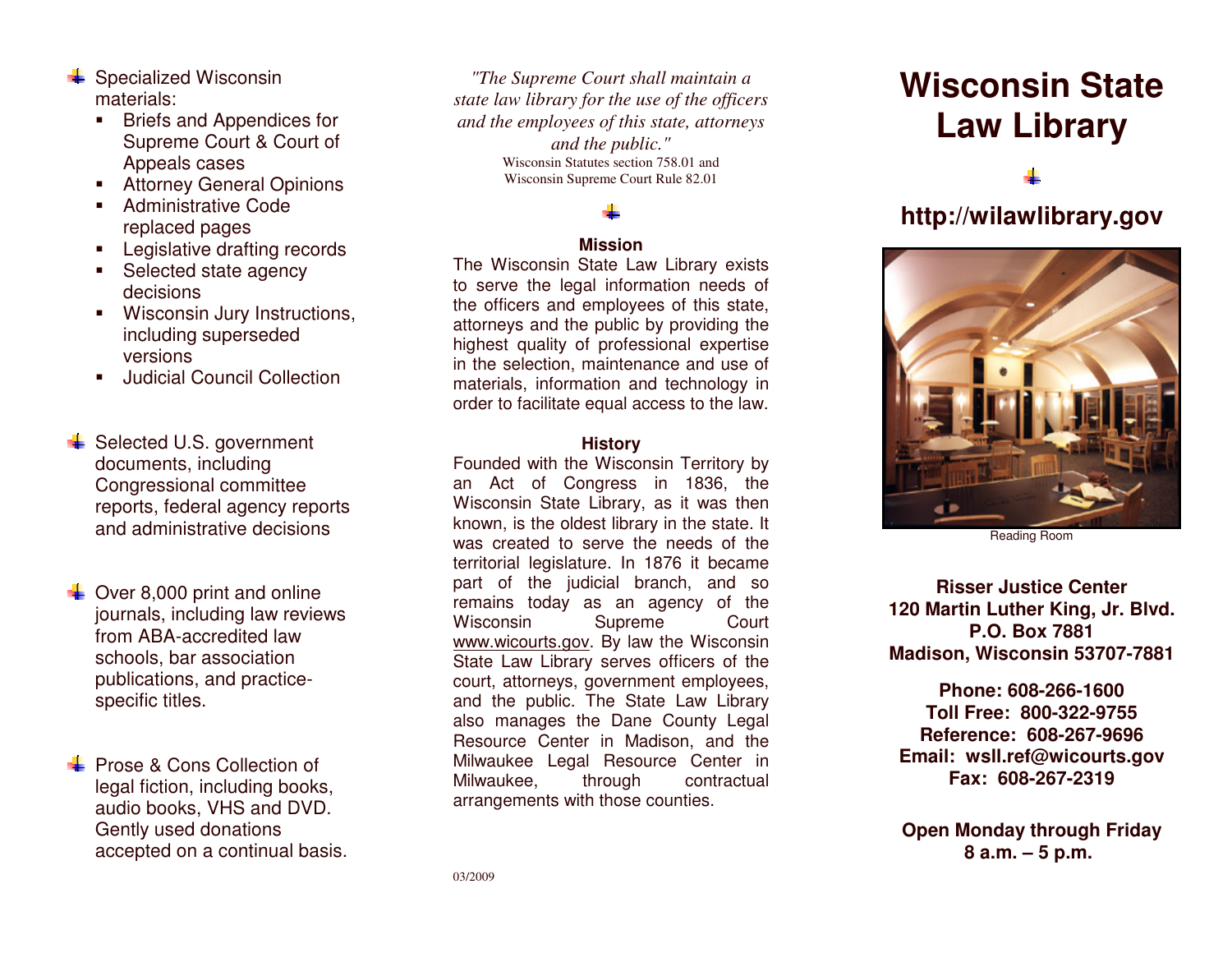- Specialized Wisconsin materials:
  - Briefs and Appendices for Supreme Court & Court of Appeals cases
  - Attorney General Opinions
  - Administrative Code replaced pages
  - Legislative drafting records
  - Selected state agency decisions
  - Wisconsin Jury Instructions, including superseded versions
  - Judicial Council Collection

- Selected U.S. government documents, including Congressional committee reports, federal agency reports and administrative decisions

- Over 8,000 print and online journals, including law reviews from ABA-accredited law schools, bar association publications, and practice-specific titles.

- Prose & Cons Collection of legal fiction, including books, audio books, VHS and DVD. Gently used donations accepted on a continual basis.

*"The Supreme Court shall maintain a state law library for the use of the officers and the employees of this state, attorneys and the public."*
Wisconsin Statutes section 758.01 and
Wisconsin Supreme Court Rule 82.01

**Mission**

The Wisconsin State Law Library exists to serve the legal information needs of the officers and employees of this state, attorneys and the public by providing the highest quality of professional expertise in the selection, maintenance and use of materials, information and technology in order to facilitate equal access to the law.

**History**

Founded with the Wisconsin Territory by an Act of Congress in 1836, the Wisconsin State Library, as it was then known, is the oldest library in the state. It was created to serve the needs of the territorial legislature. In 1876 it became part of the judicial branch, and so remains today as an agency of the Wisconsin Supreme Court www.wicourts.gov. By law the Wisconsin State Law Library serves officers of the court, attorneys, government employees, and the public. The State Law Library also manages the Dane County Legal Resource Center in Madison, and the Milwaukee Legal Resource Center in Milwaukee, through contractual arrangements with those counties.

03/2009

# Wisconsin State Law Library

## http://wilawlibrary.gov

Reading Room

**Risser Justice Center**
**120 Martin Luther King, Jr. Blvd.**
**P.O. Box 7881**
**Madison, Wisconsin 53707-7881**

**Phone: 608-266-1600**
**Toll Free: 800-322-9755**
**Reference: 608-267-9696**
**Email: wsll.ref@wicourts.gov**
**Fax: 608-267-2319**

**Open Monday through Friday**
**8 a.m. – 5 p.m.**